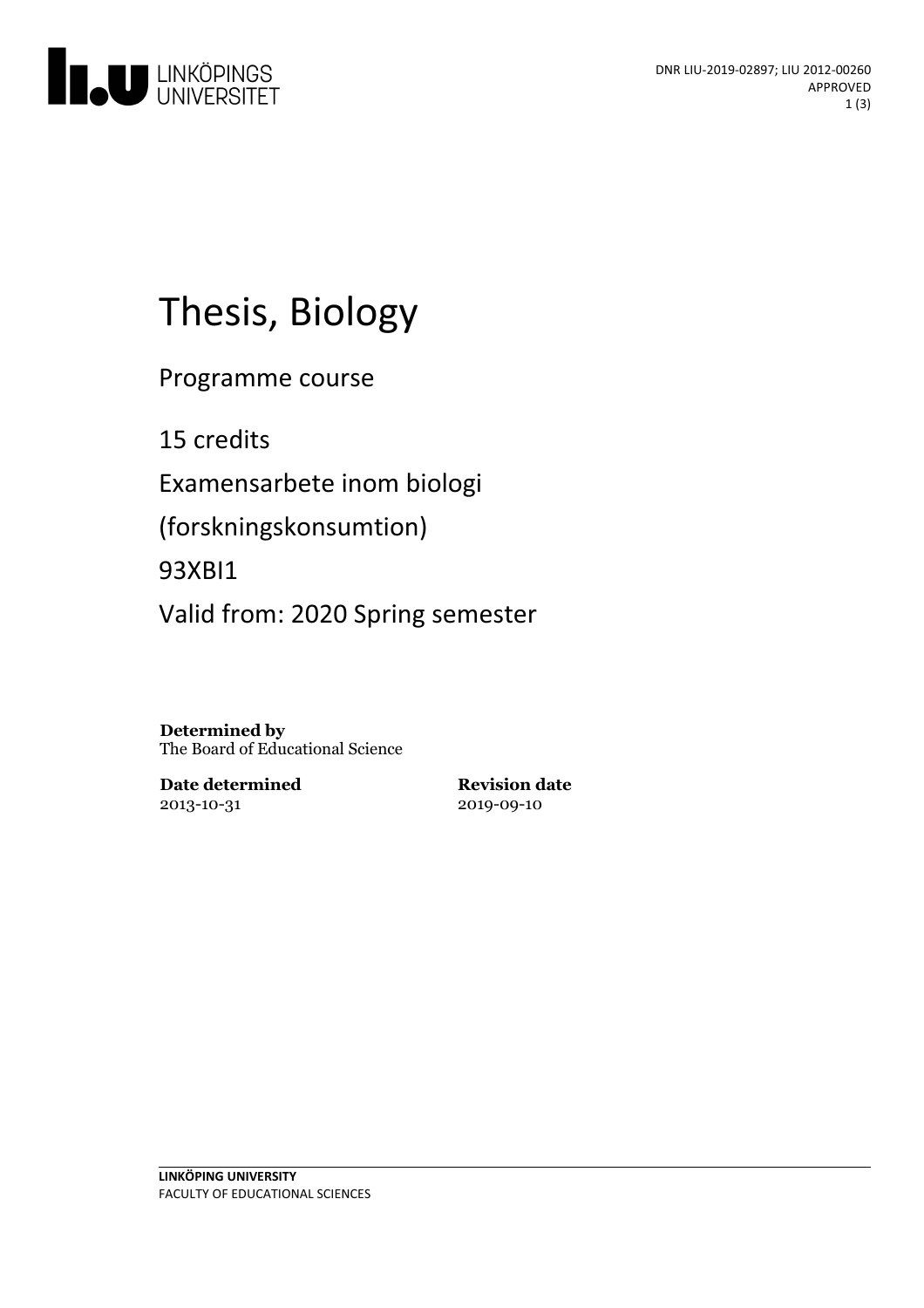DNR LIU-2019-02897; LIU 2012-00260
APPROVED

# Thesis, Biology

Programme course

15 credits

Examensarbete inom biologi

(forskningskonsumtion)

93XBI1

Valid from: 2020 Spring semester

**Determined by**
The Board of Educational Science

**Date determined**
2013-10-31

**Revision date**
2019-09-10

**LINKÖPING UNIVERSITY**
FACULTY OF EDUCATIONAL SCIENCES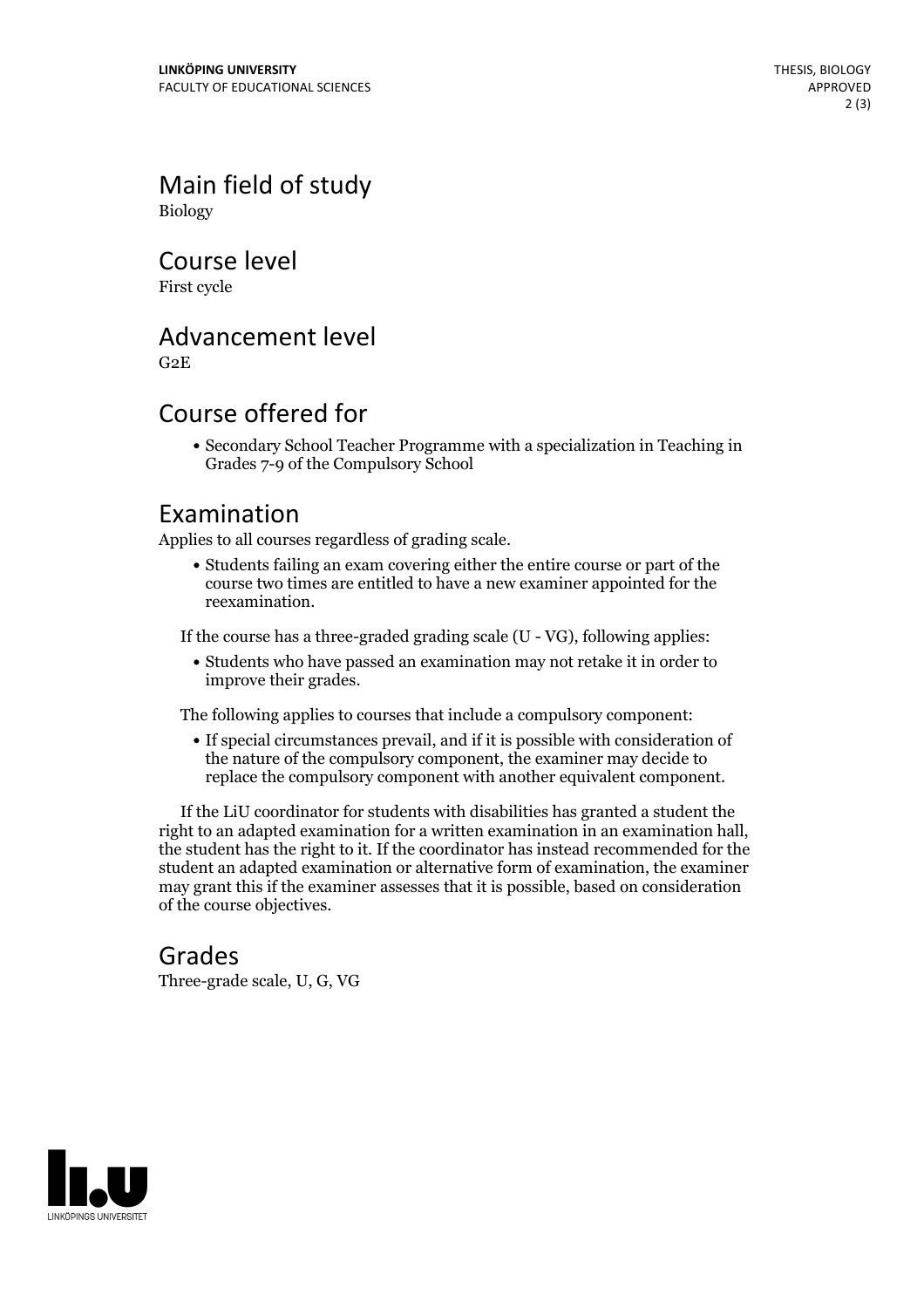## Main field of study

Biology

## Course level

First cycle

## Advancement level

G2E

## Course offered for

- Secondary School Teacher Programme with a specialization in Teaching in Grades 7-9 of the Compulsory School

## Examination

Applies to all courses regardless of grading scale.

- Students failing an exam covering either the entire course or part of the course two times are entitled to have a new examiner appointed for the reexamination.

If the course has a three-graded grading scale (U - VG), following applies:

- Students who have passed an examination may not retake it in order to improve their grades.

The following applies to courses that include a compulsory component:

- If special circumstances prevail, and if it is possible with consideration of the nature of the compulsory component, the examiner may decide to replace the compulsory component with another equivalent component.

If the LiU coordinator for students with disabilities has granted a student the right to an adapted examination for a written examination in an examination hall, the student has the right to it. If the coordinator has instead recommended for the student an adapted examination or alternative form of examination, the examiner may grant this if the examiner assesses that it is possible, based on consideration of the course objectives.

## Grades

Three-grade scale, U, G, VG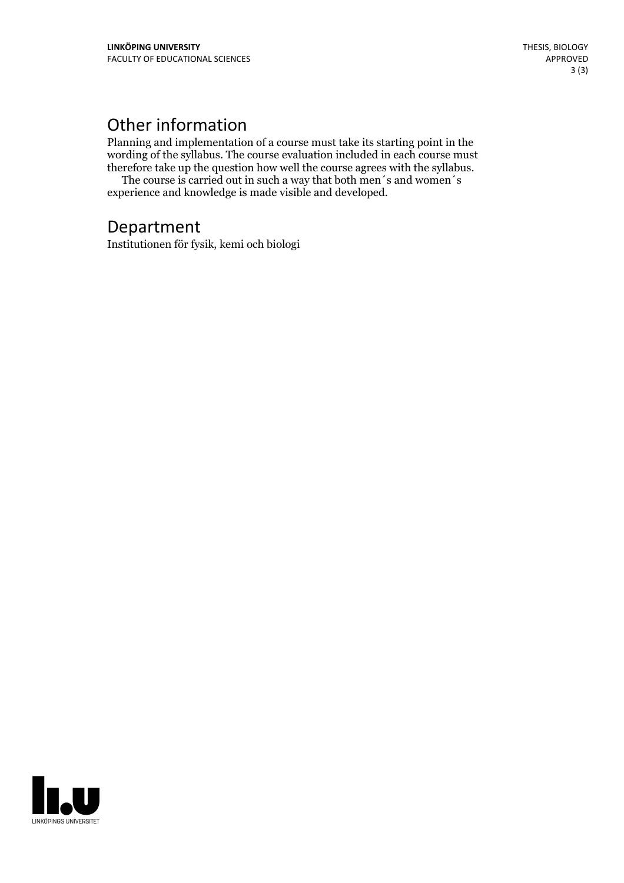## Other information

Planning and implementation of a course must take its starting point in the wording of the syllabus. The course evaluation included in each course must therefore take up the question how well the course agrees with the syllabus.

The course is carried out in such a way that both men´s and women´s experience and knowledge is made visible and developed.

## Department

Institutionen för fysik, kemi och biologi